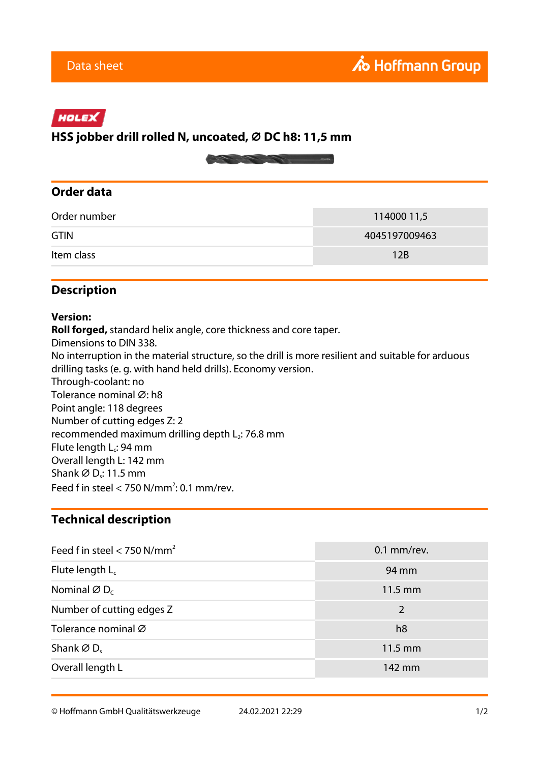Data sheet

Hoffmann Group

HOLEX

# HSS jobber drill rolled N, uncoated, Ø DC h8: 11,5 mm

## Order data

| | |
|---|---|
| Order number | 114000 11,5 |
| GTIN | 4045197009463 |
| Item class | 12B |

## Description

**Version:**
**Roll forged,** standard helix angle, core thickness and core taper.
Dimensions to DIN 338.
No interruption in the material structure, so the drill is more resilient and suitable for arduous drilling tasks (e. g. with hand held drills). Economy version.
Through-coolant: no
Tolerance nominal Ø: h8
Point angle: 118 degrees
Number of cutting edges Z: 2
recommended maximum drilling depth $L_2$: 76.8 mm
Flute length $L_c$: 94 mm
Overall length L: 142 mm
Shank Ø $D_s$: 11.5 mm
Feed f in steel < 750 N/mm$^2$: 0.1 mm/rev.

## Technical description

| | |
|---|---|
| Feed f in steel < 750 N/mm$^2$ | 0.1 mm/rev. |
| Flute length $L_c$ | 94 mm |
| Nominal Ø $D_c$ | 11.5 mm |
| Number of cutting edges Z | 2 |
| Tolerance nominal Ø | h8 |
| Shank Ø $D_s$ | 11.5 mm |
| Overall length L | 142 mm |

© Hoffmann GmbH Qualitätswerkzeuge 24.02.2021 22:29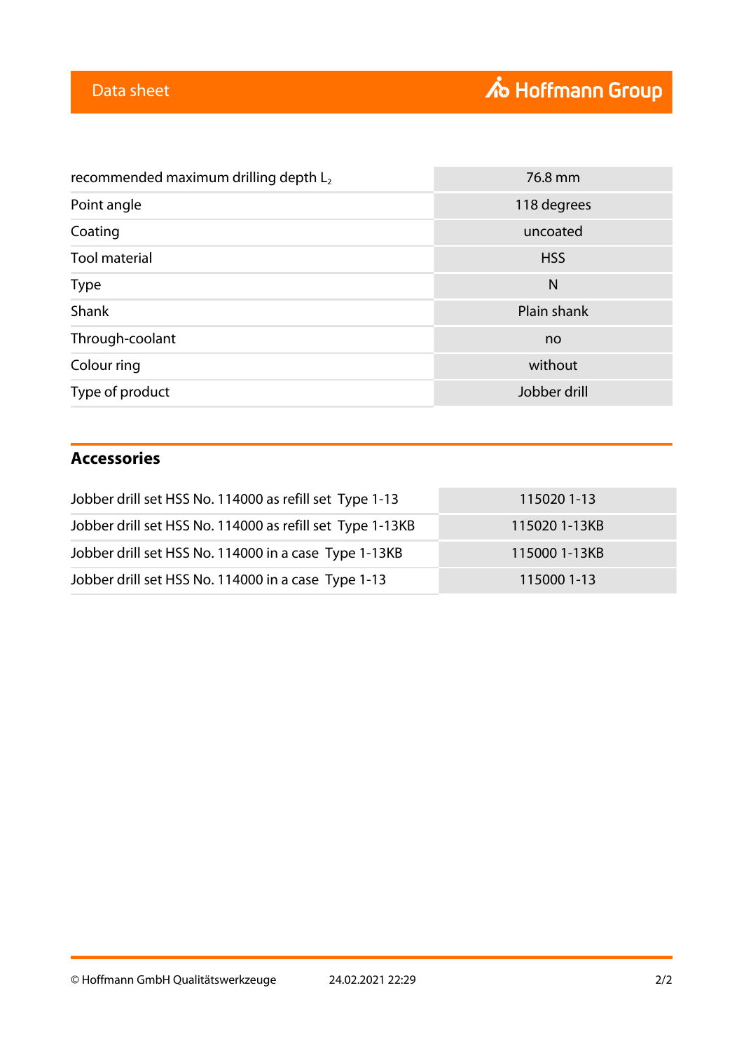| | |
|---|---|
| recommended maximum drilling depth $L_2$ | 76.8 mm |
| Point angle | 118 degrees |
| Coating | uncoated |
| Tool material | HSS |
| Type | N |
| Shank | Plain shank |
| Through-coolant | no |
| Colour ring | without |
| Type of product | Jobber drill |

## Accessories

| | |
|---|---|
| Jobber drill set HSS No. 114000 as refill set Type 1-13 | 115020 1-13 |
| Jobber drill set HSS No. 114000 as refill set Type 1-13KB | 115020 1-13KB |
| Jobber drill set HSS No. 114000 in a case Type 1-13KB | 115000 1-13KB |
| Jobber drill set HSS No. 114000 in a case Type 1-13 | 115000 1-13 |